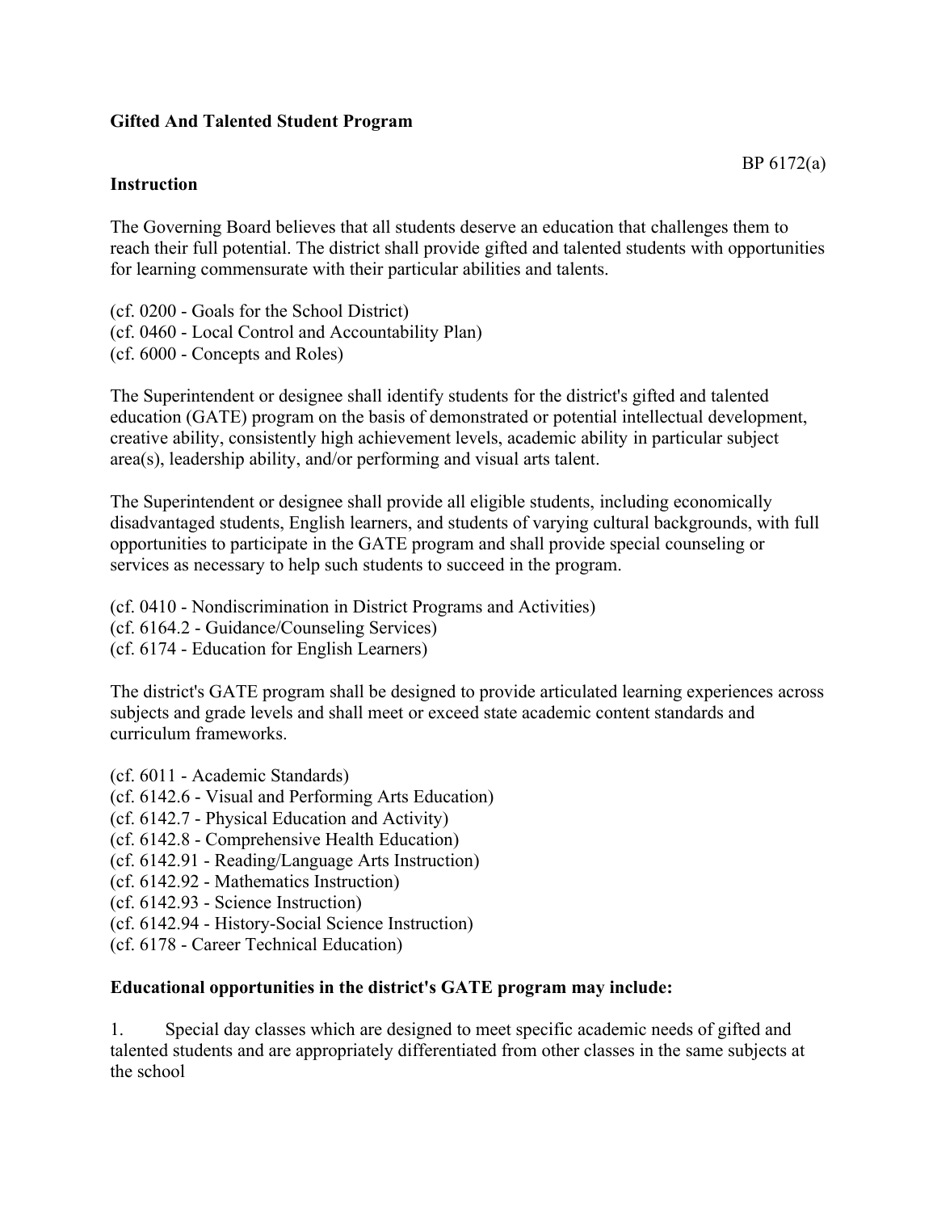**Gifted And Talented Student Program**

BP 6172(a)

**Instruction**

The Governing Board believes that all students deserve an education that challenges them to reach their full potential. The district shall provide gifted and talented students with opportunities for learning commensurate with their particular abilities and talents.

(cf. 0200 - Goals for the School District)
(cf. 0460 - Local Control and Accountability Plan)
(cf. 6000 - Concepts and Roles)

The Superintendent or designee shall identify students for the district's gifted and talented education (GATE) program on the basis of demonstrated or potential intellectual development, creative ability, consistently high achievement levels, academic ability in particular subject area(s), leadership ability, and/or performing and visual arts talent.

The Superintendent or designee shall provide all eligible students, including economically disadvantaged students, English learners, and students of varying cultural backgrounds, with full opportunities to participate in the GATE program and shall provide special counseling or services as necessary to help such students to succeed in the program.

(cf. 0410 - Nondiscrimination in District Programs and Activities)
(cf. 6164.2 - Guidance/Counseling Services)
(cf. 6174 - Education for English Learners)

The district's GATE program shall be designed to provide articulated learning experiences across subjects and grade levels and shall meet or exceed state academic content standards and curriculum frameworks.

(cf. 6011 - Academic Standards)
(cf. 6142.6 - Visual and Performing Arts Education)
(cf. 6142.7 - Physical Education and Activity)
(cf. 6142.8 - Comprehensive Health Education)
(cf. 6142.91 - Reading/Language Arts Instruction)
(cf. 6142.92 - Mathematics Instruction)
(cf. 6142.93 - Science Instruction)
(cf. 6142.94 - History-Social Science Instruction)
(cf. 6178 - Career Technical Education)

**Educational opportunities in the district's GATE program may include:**

1. Special day classes which are designed to meet specific academic needs of gifted and talented students and are appropriately differentiated from other classes in the same subjects at the school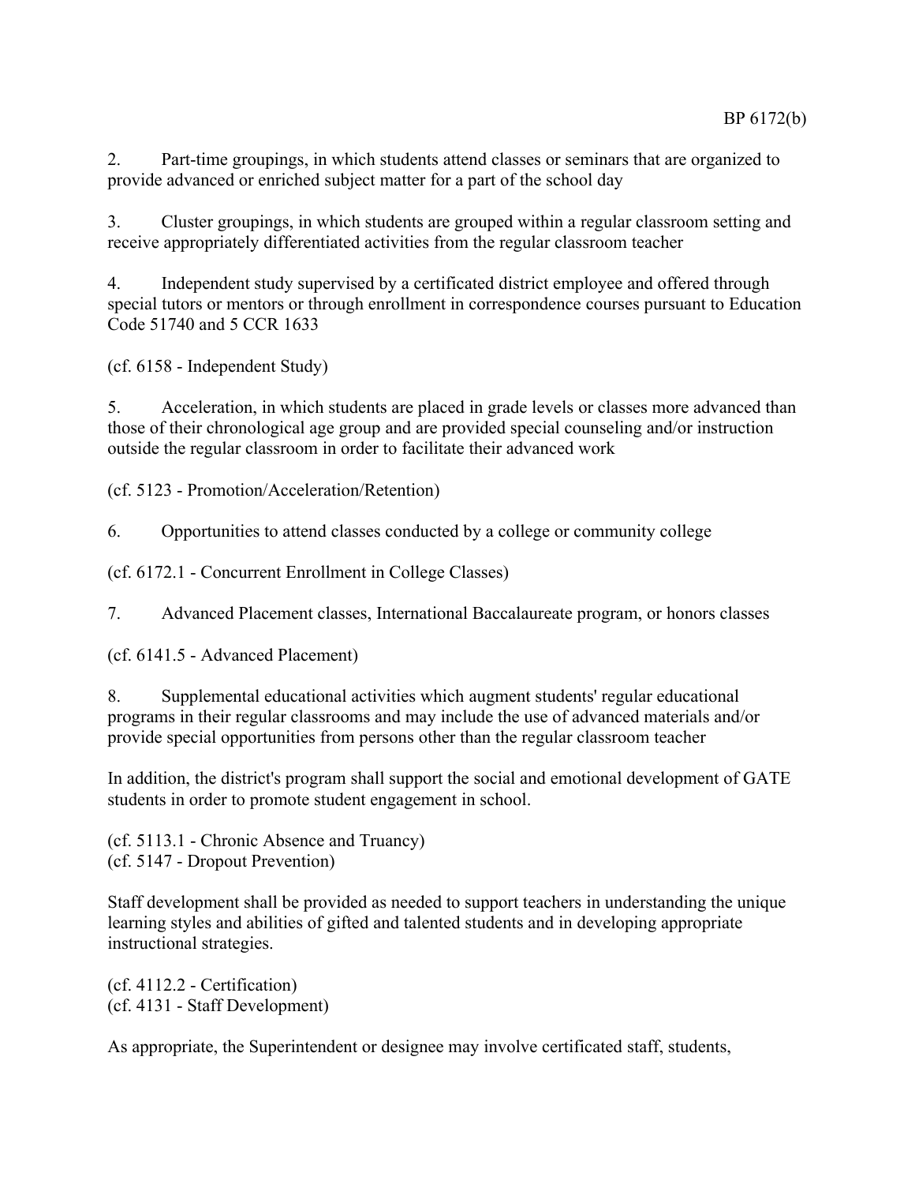2. Part-time groupings, in which students attend classes or seminars that are organized to provide advanced or enriched subject matter for a part of the school day

3. Cluster groupings, in which students are grouped within a regular classroom setting and receive appropriately differentiated activities from the regular classroom teacher

4. Independent study supervised by a certificated district employee and offered through special tutors or mentors or through enrollment in correspondence courses pursuant to Education Code 51740 and 5 CCR 1633

(cf. 6158 - Independent Study)

5. Acceleration, in which students are placed in grade levels or classes more advanced than those of their chronological age group and are provided special counseling and/or instruction outside the regular classroom in order to facilitate their advanced work

(cf. 5123 - Promotion/Acceleration/Retention)

6. Opportunities to attend classes conducted by a college or community college

(cf. 6172.1 - Concurrent Enrollment in College Classes)

7. Advanced Placement classes, International Baccalaureate program, or honors classes

(cf. 6141.5 - Advanced Placement)

8. Supplemental educational activities which augment students' regular educational programs in their regular classrooms and may include the use of advanced materials and/or provide special opportunities from persons other than the regular classroom teacher

In addition, the district's program shall support the social and emotional development of GATE students in order to promote student engagement in school.

(cf. 5113.1 - Chronic Absence and Truancy)
(cf. 5147 - Dropout Prevention)

Staff development shall be provided as needed to support teachers in understanding the unique learning styles and abilities of gifted and talented students and in developing appropriate instructional strategies.

(cf. 4112.2 - Certification)
(cf. 4131 - Staff Development)

As appropriate, the Superintendent or designee may involve certificated staff, students,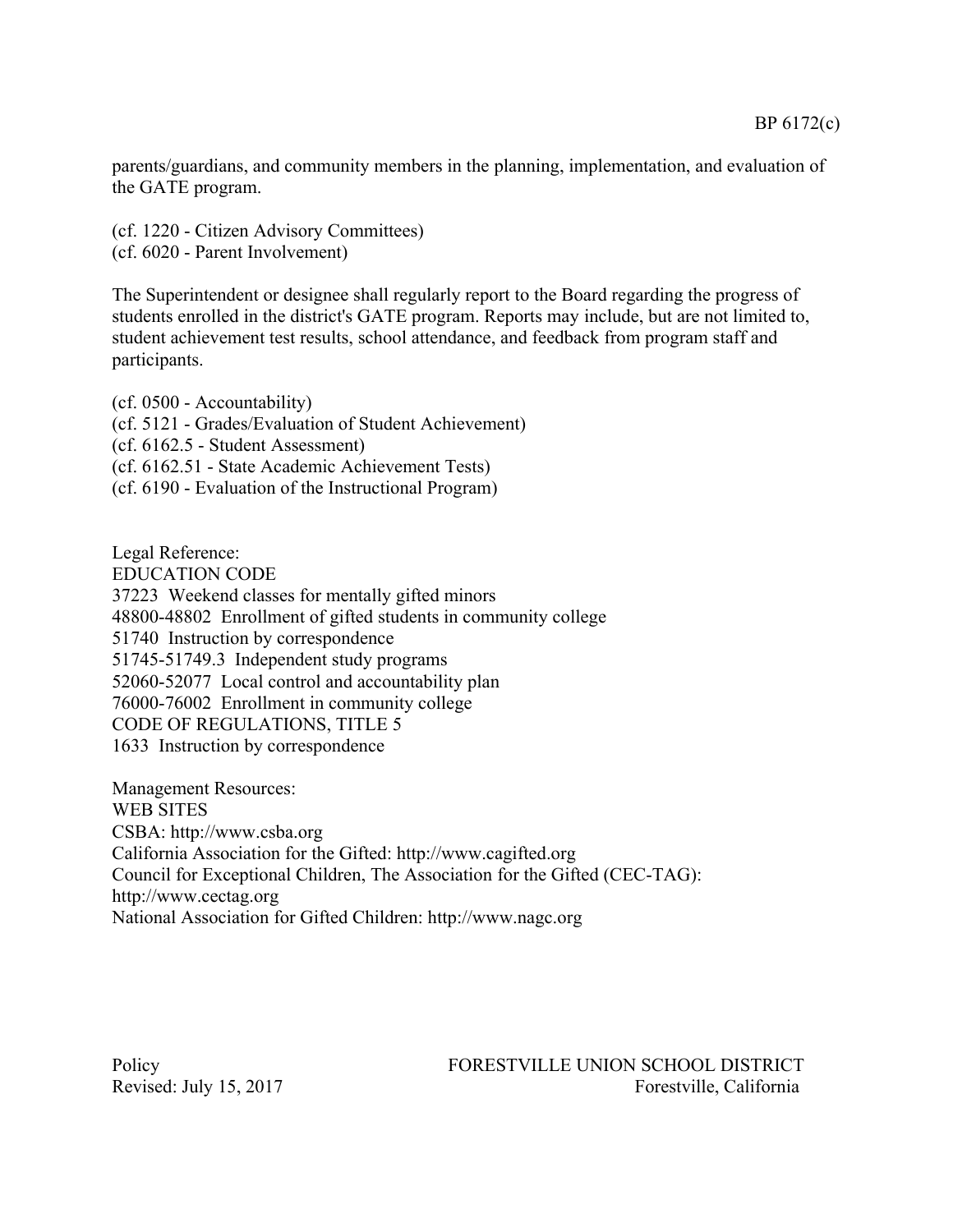parents/guardians, and community members in the planning, implementation, and evaluation of the GATE program.

(cf. 1220 - Citizen Advisory Committees)
(cf. 6020 - Parent Involvement)

The Superintendent or designee shall regularly report to the Board regarding the progress of students enrolled in the district's GATE program. Reports may include, but are not limited to, student achievement test results, school attendance, and feedback from program staff and participants.

(cf. 0500 - Accountability)
(cf. 5121 - Grades/Evaluation of Student Achievement)
(cf. 6162.5 - Student Assessment)
(cf. 6162.51 - State Academic Achievement Tests)
(cf. 6190 - Evaluation of the Instructional Program)

Legal Reference:
EDUCATION CODE
37223 Weekend classes for mentally gifted minors
48800-48802 Enrollment of gifted students in community college
51740 Instruction by correspondence
51745-51749.3 Independent study programs
52060-52077 Local control and accountability plan
76000-76002 Enrollment in community college
CODE OF REGULATIONS, TITLE 5
1633 Instruction by correspondence

Management Resources:
WEB SITES
CSBA: http://www.csba.org
California Association for the Gifted: http://www.cagifted.org
Council for Exceptional Children, The Association for the Gifted (CEC-TAG): http://www.cectag.org
National Association for Gifted Children: http://www.nagc.org

Policy
Revised: July 15, 2017

FORESTVILLE UNION SCHOOL DISTRICT
Forestville, California